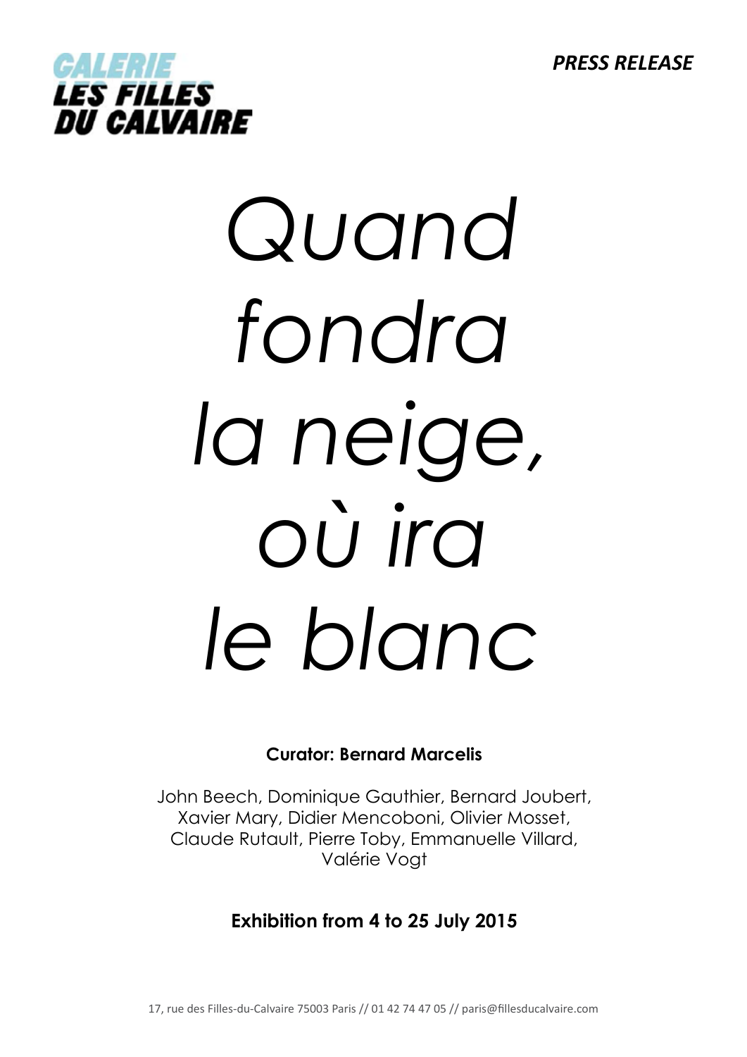GALERIE
LES FILLES
DU CALVAIRE

*PRESS RELEASE*

# *Quand fondra la neige, où ira le blanc*

**Curator: Bernard Marcelis**

John Beech, Dominique Gauthier, Bernard Joubert, Xavier Mary, Didier Mencoboni, Olivier Mosset, Claude Rutault, Pierre Toby, Emmanuelle Villard, Valérie Vogt

**Exhibition from 4 to 25 July 2015**

17, rue des Filles-du-Calvaire 75003 Paris // 01 42 74 47 05 // paris@fillesducalvaire.com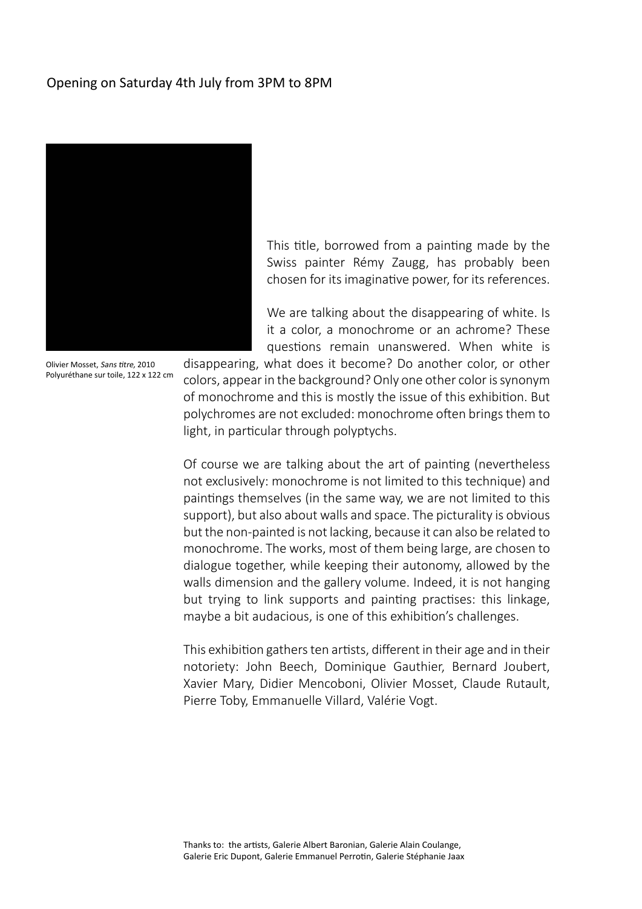Opening on Saturday 4th July from 3PM to 8PM

Olivier Mosset, *Sans titre,* 2010
Polyuréthane sur toile, 122 x 122 cm

This title, borrowed from a painting made by the Swiss painter Rémy Zaugg, has probably been chosen for its imaginative power, for its references.

We are talking about the disappearing of white. Is it a color, a monochrome or an achrome? These questions remain unanswered. When white is disappearing, what does it become? Do another color, or other colors, appear in the background? Only one other color is synonym of monochrome and this is mostly the issue of this exhibition. But polychromes are not excluded: monochrome often brings them to light, in particular through polyptychs.

Of course we are talking about the art of painting (nevertheless not exclusively: monochrome is not limited to this technique) and paintings themselves (in the same way, we are not limited to this support), but also about walls and space. The picturality is obvious but the non-painted is not lacking, because it can also be related to monochrome. The works, most of them being large, are chosen to dialogue together, while keeping their autonomy, allowed by the walls dimension and the gallery volume. Indeed, it is not hanging but trying to link supports and painting practises: this linkage, maybe a bit audacious, is one of this exhibition's challenges.

This exhibition gathers ten artists, different in their age and in their notoriety: John Beech, Dominique Gauthier, Bernard Joubert, Xavier Mary, Didier Mencoboni, Olivier Mosset, Claude Rutault, Pierre Toby, Emmanuelle Villard, Valérie Vogt.

Thanks to: the artists, Galerie Albert Baronian, Galerie Alain Coulange, Galerie Eric Dupont, Galerie Emmanuel Perrotin, Galerie Stéphanie Jaax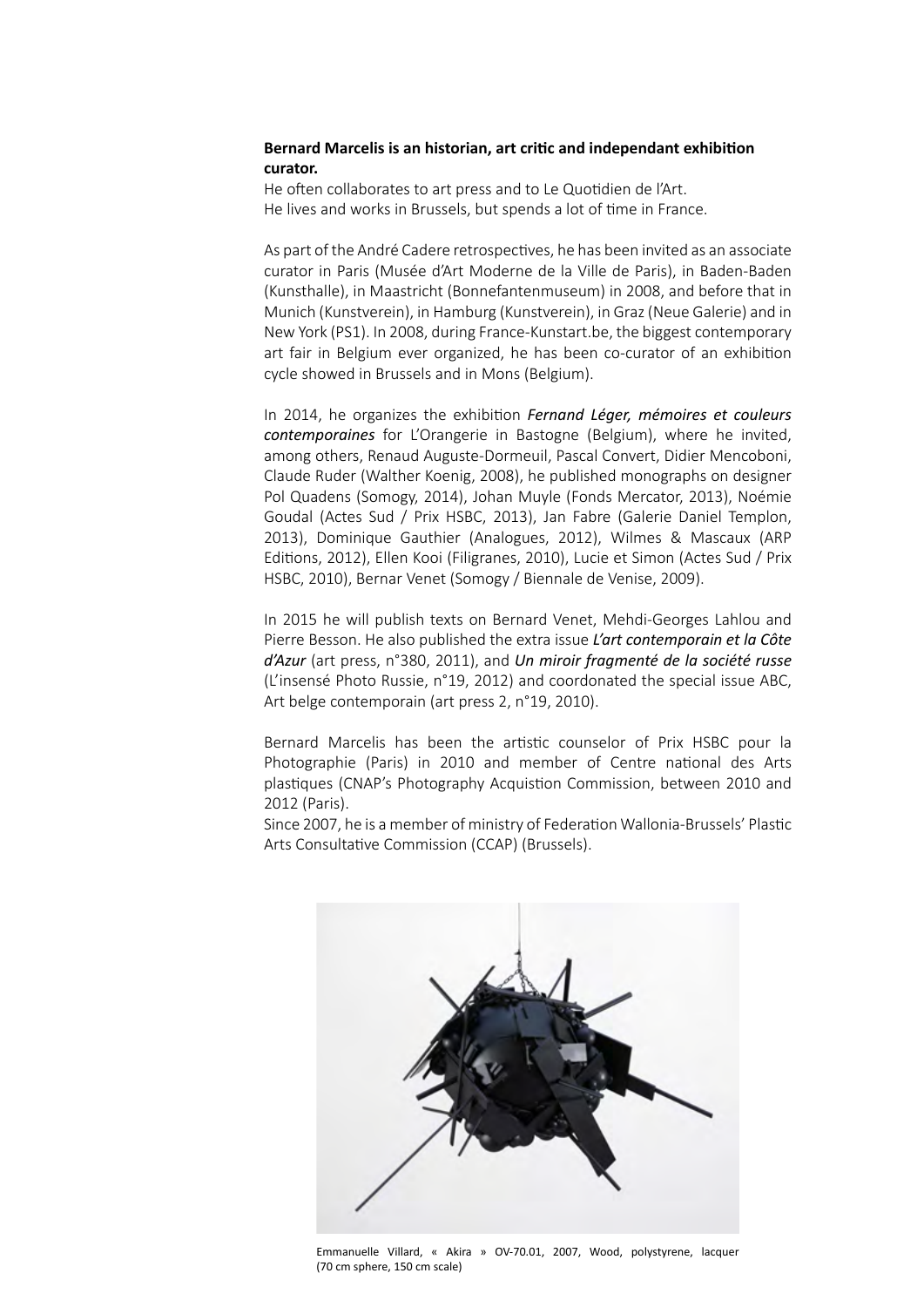**Bernard Marcelis is an historian, art critic and independant exhibition curator.**
He often collaborates to art press and to Le Quotidien de l'Art.
He lives and works in Brussels, but spends a lot of time in France.

As part of the André Cadere retrospectives, he has been invited as an associate curator in Paris (Musée d'Art Moderne de la Ville de Paris), in Baden-Baden (Kunsthalle), in Maastricht (Bonnefantenmuseum) in 2008, and before that in Munich (Kunstverein), in Hamburg (Kunstverein), in Graz (Neue Galerie) and in New York (PS1). In 2008, during France-Kunstart.be, the biggest contemporary art fair in Belgium ever organized, he has been co-curator of an exhibition cycle showed in Brussels and in Mons (Belgium).

In 2014, he organizes the exhibition ***Fernand Léger, mémoires et couleurs contemporaines*** for L'Orangerie in Bastogne (Belgium), where he invited, among others, Renaud Auguste-Dormeuil, Pascal Convert, Didier Mencoboni, Claude Ruder (Walther Koenig, 2008), he published monographs on designer Pol Quadens (Somogy, 2014), Johan Muyle (Fonds Mercator, 2013), Noémie Goudal (Actes Sud / Prix HSBC, 2013), Jan Fabre (Galerie Daniel Templon, 2013), Dominique Gauthier (Analogues, 2012), Wilmes & Mascaux (ARP Editions, 2012), Ellen Kooi (Filigranes, 2010), Lucie et Simon (Actes Sud / Prix HSBC, 2010), Bernar Venet (Somogy / Biennale de Venise, 2009).

In 2015 he will publish texts on Bernard Venet, Mehdi-Georges Lahlou and Pierre Besson. He also published the extra issue ***L'art contemporain et la Côte d'Azur*** (art press, n°380, 2011), and ***Un miroir fragmenté de la société russe*** (L'insensé Photo Russie, n°19, 2012) and coordonated the special issue ABC, Art belge contemporain (art press 2, n°19, 2010).

Bernard Marcelis has been the artistic counselor of Prix HSBC pour la Photographie (Paris) in 2010 and member of Centre national des Arts plastiques (CNAP's Photography Acquistion Commission, between 2010 and 2012 (Paris).
Since 2007, he is a member of ministry of Federation Wallonia-Brussels' Plastic Arts Consultative Commission (CCAP) (Brussels).

Emmanuelle Villard, « Akira » OV-70.01, 2007, Wood, polystyrene, lacquer (70 cm sphere, 150 cm scale)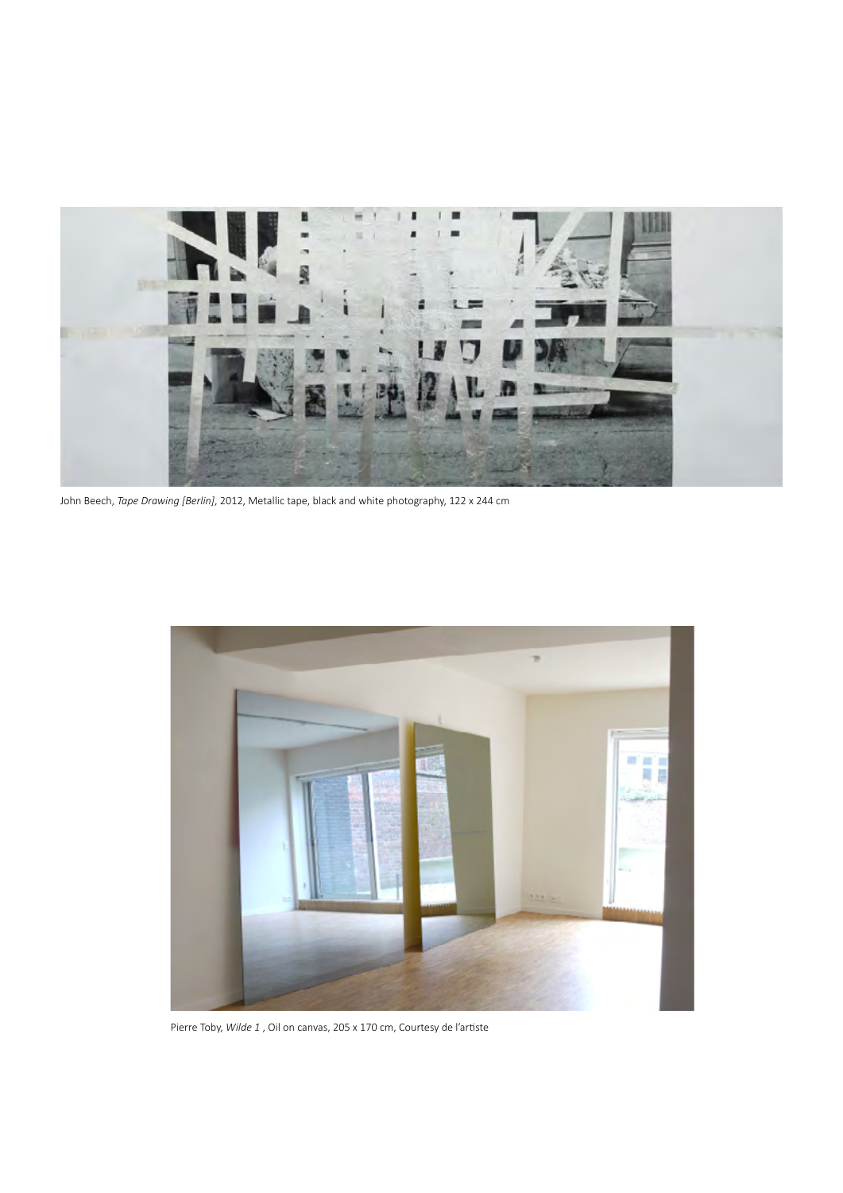John Beech, *Tape Drawing [Berlin]*, 2012, Metallic tape, black and white photography, 122 x 244 cm

Pierre Toby, *Wilde 1* , Oil on canvas, 205 x 170 cm, Courtesy de l'artiste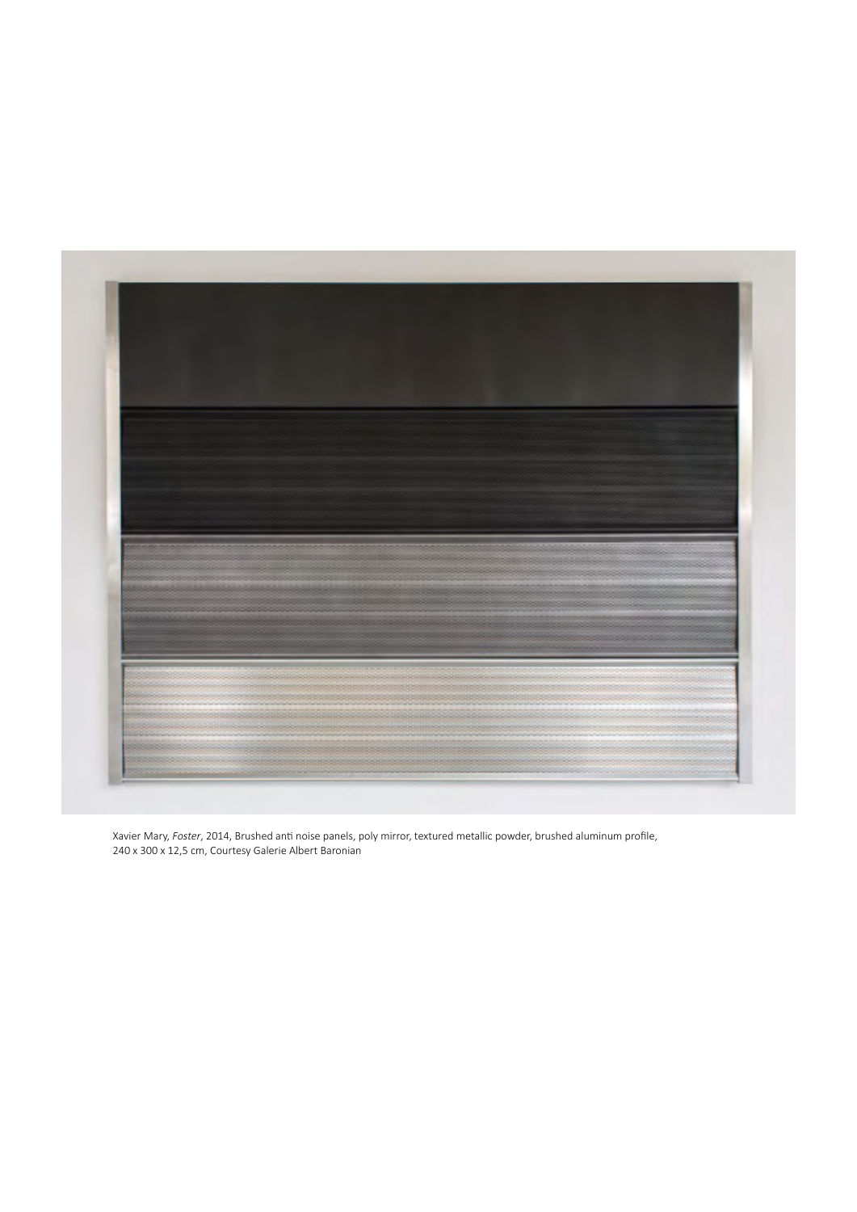Xavier Mary, *Foster*, 2014, Brushed anti noise panels, poly mirror, textured metallic powder, brushed aluminum profile, 240 x 300 x 12,5 cm, Courtesy Galerie Albert Baronian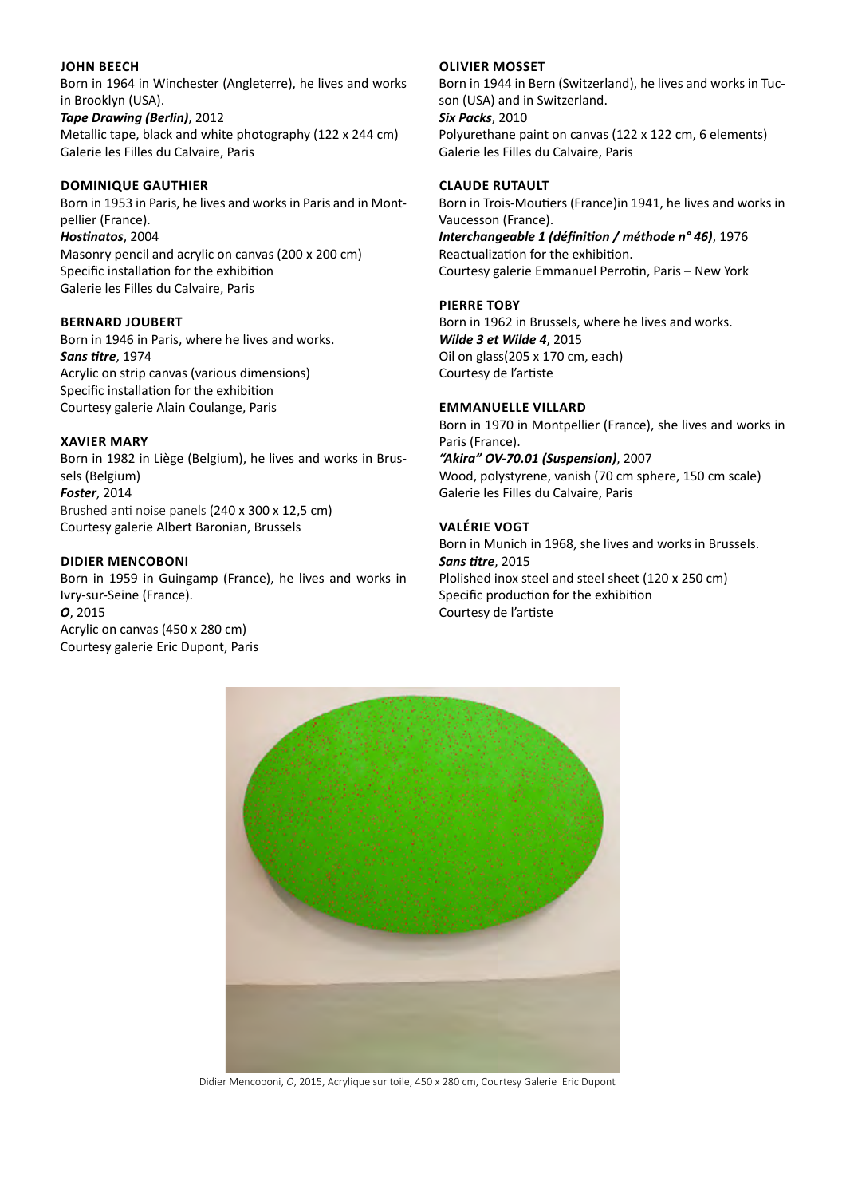**JOHN BEECH**
Born in 1964 in Winchester (Angleterre), he lives and works in Brooklyn (USA).
***Tape Drawing (Berlin)***, 2012
Metallic tape, black and white photography (122 x 244 cm)
Galerie les Filles du Calvaire, Paris

**DOMINIQUE GAUTHIER**
Born in 1953 in Paris, he lives and works in Paris and in Montpellier (France).
***Hostinatos***, 2004
Masonry pencil and acrylic on canvas (200 x 200 cm)
Specific installation for the exhibition
Galerie les Filles du Calvaire, Paris

**BERNARD JOUBERT**
Born in 1946 in Paris, where he lives and works.
***Sans titre***, 1974
Acrylic on strip canvas (various dimensions)
Specific installation for the exhibition
Courtesy galerie Alain Coulange, Paris

**XAVIER MARY**
Born in 1982 in Liège (Belgium), he lives and works in Brussels (Belgium)
***Foster***, 2014
Brushed anti noise panels (240 x 300 x 12,5 cm)
Courtesy galerie Albert Baronian, Brussels

**DIDIER MENCOBONI**
Born in 1959 in Guingamp (France), he lives and works in Ivry-sur-Seine (France).
***O***, 2015
Acrylic on canvas (450 x 280 cm)
Courtesy galerie Eric Dupont, Paris

**OLIVIER MOSSET**
Born in 1944 in Bern (Switzerland), he lives and works in Tucson (USA) and in Switzerland.
***Six Packs***, 2010
Polyurethane paint on canvas (122 x 122 cm, 6 elements)
Galerie les Filles du Calvaire, Paris

**CLAUDE RUTAULT**
Born in Trois-Moutiers (France)in 1941, he lives and works in Vaucesson (France).
***Interchangeable 1 (définition / méthode n° 46)***, 1976
Reactualization for the exhibition.
Courtesy galerie Emmanuel Perrotin, Paris – New York

**PIERRE TOBY**
Born in 1962 in Brussels, where he lives and works.
***Wilde 3 et Wilde 4***, 2015
Oil on glass(205 x 170 cm, each)
Courtesy de l'artiste

**EMMANUELLE VILLARD**
Born in 1970 in Montpellier (France), she lives and works in Paris (France).
***"Akira" OV-70.01 (Suspension)***, 2007
Wood, polystyrene, vanish (70 cm sphere, 150 cm scale)
Galerie les Filles du Calvaire, Paris

**VALÉRIE VOGT**
Born in Munich in 1968, she lives and works in Brussels.
***Sans titre***, 2015
Plolished inox steel and steel sheet (120 x 250 cm)
Specific production for the exhibition
Courtesy de l'artiste

Didier Mencoboni, *O*, 2015, Acrylique sur toile, 450 x 280 cm, Courtesy Galerie Eric Dupont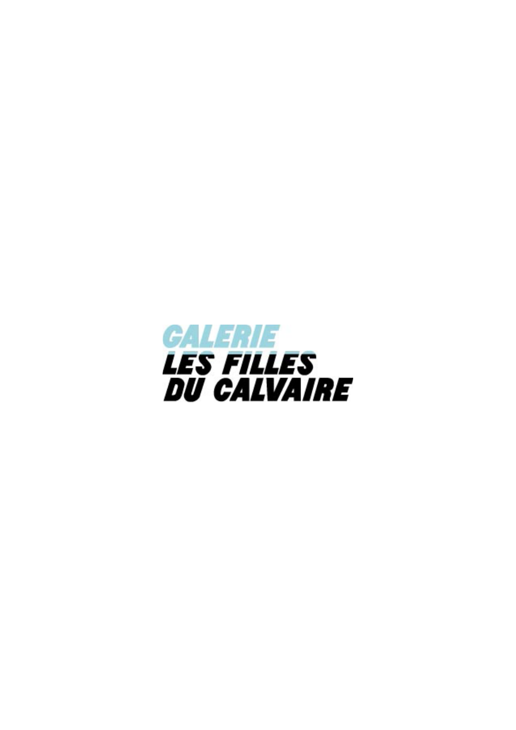GALERIE
LES FILLES
DU CALVAIRE